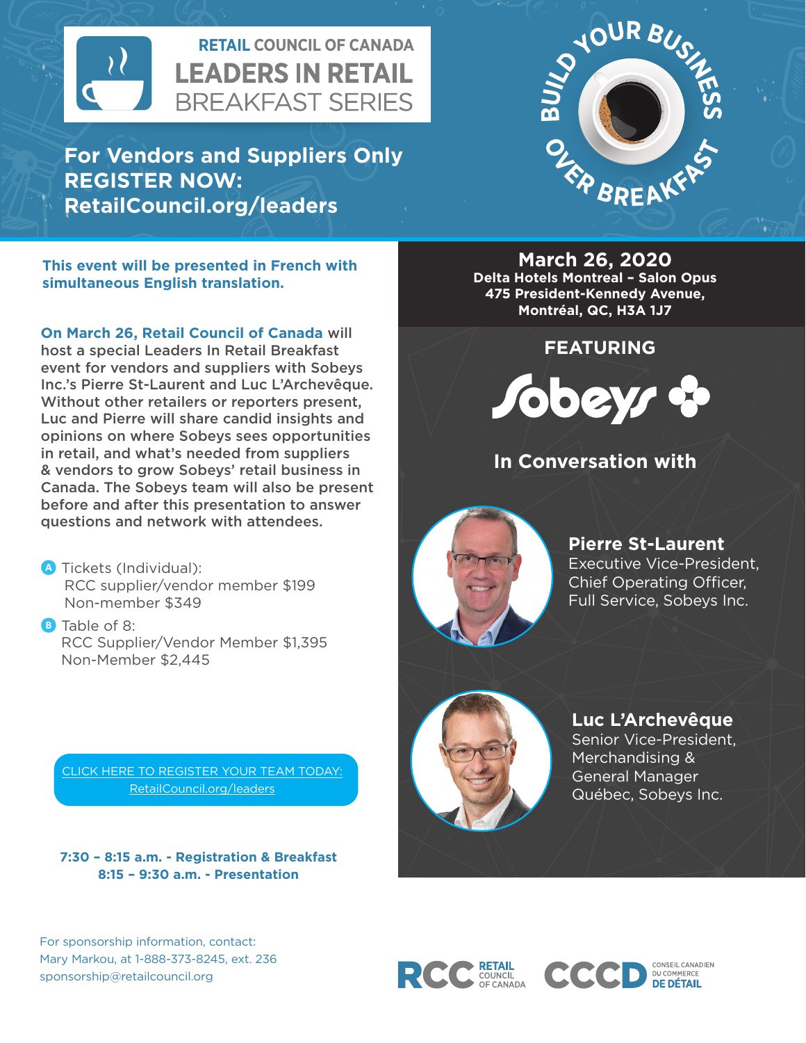# RETAIL COUNCIL OF CANADA
## LEADERS IN RETAIL BREAKFAST SERIES

**For Vendors and Suppliers Only**
**REGISTER NOW: RetailCouncil.org/leaders**

BUILD YOUR BUSINESS OVER BREAKFAST

**This event will be presented in French with simultaneous English translation.**

**On March 26, Retail Council of Canada** will host a special Leaders In Retail Breakfast event for vendors and suppliers with Sobeys Inc.'s Pierre St-Laurent and Luc L'Archevêque. Without other retailers or reporters present, Luc and Pierre will share candid insights and opinions on where Sobeys sees opportunities in retail, and what's needed from suppliers & vendors to grow Sobeys' retail business in Canada. The Sobeys team will also be present before and after this presentation to answer questions and network with attendees.

- **A** Tickets (Individual):
  RCC supplier/vendor member $199
  Non-member $349
- **B** Table of 8:
  RCC Supplier/Vendor Member $1,395
  Non-Member $2,445

CLICK HERE TO REGISTER YOUR TEAM TODAY: RetailCouncil.org/leaders

**7:30 – 8:15 a.m. - Registration & Breakfast**
**8:15 – 9:30 a.m. - Presentation**

## March 26, 2020
**Delta Hotels Montreal – Salon Opus**
**475 President-Kennedy Avenue,**
**Montréal, QC, H3A 1J7**

### FEATURING

Sobeys

### In Conversation with

**Pierre St-Laurent**
Executive Vice-President, Chief Operating Officer, Full Service, Sobeys Inc.

**Luc L'Archevêque**
Senior Vice-President, Merchandising & General Manager Québec, Sobeys Inc.

For sponsorship information, contact:
Mary Markou, at 1-888-373-8245, ext. 236
sponsorship@retailcouncil.org

RCC RETAIL COUNCIL OF CANADA
CCCD CONSEIL CANADIEN DU COMMERCE DE DÉTAIL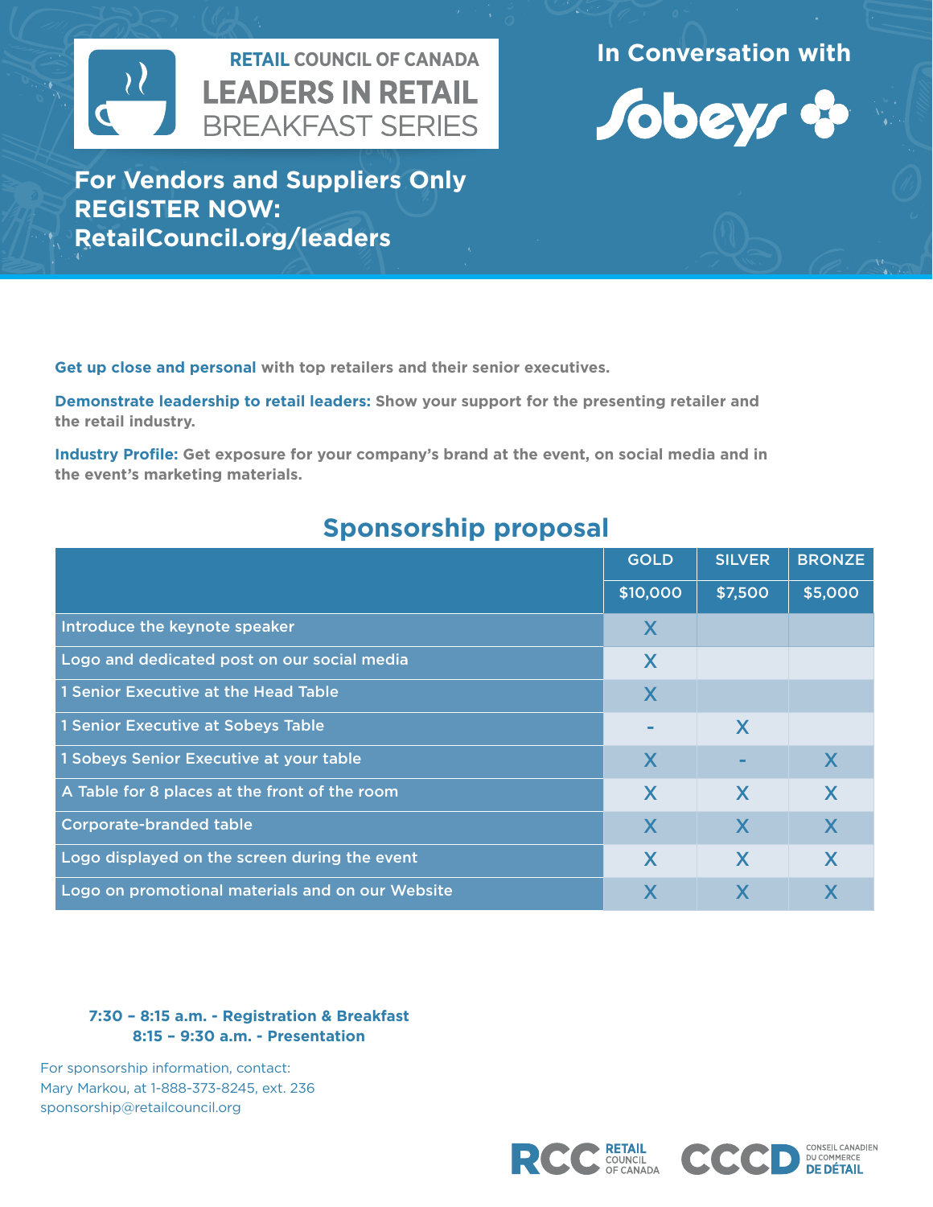# RETAIL COUNCIL OF CANADA LEADERS IN RETAIL BREAKFAST SERIES

In Conversation with Sobeys

**For Vendors and Suppliers Only**
**REGISTER NOW:**
**RetailCouncil.org/leaders**

**Get up close and personal** with top retailers and their senior executives.

**Demonstrate leadership to retail leaders:** Show your support for the presenting retailer and the retail industry.

**Industry Profile:** Get exposure for your company's brand at the event, on social media and in the event's marketing materials.

## Sponsorship proposal

| | GOLD | SILVER | BRONZE |
|---|---|---|---|
| | $10,000 | $7,500 | $5,000 |
| Introduce the keynote speaker | X | | |
| Logo and dedicated post on our social media | X | | |
| 1 Senior Executive at the Head Table | X | | |
| 1 Senior Executive at Sobeys Table | - | X | |
| 1 Sobeys Senior Executive at your table | X | - | X |
| A Table for 8 places at the front of the room | X | X | X |
| Corporate-branded table | X | X | X |
| Logo displayed on the screen during the event | X | X | X |
| Logo on promotional materials and on our Website | X | X | X |

**7:30 – 8:15 a.m. - Registration & Breakfast**
**8:15 – 9:30 a.m. - Presentation**

For sponsorship information, contact:
Mary Markou, at 1-888-373-8245, ext. 236
sponsorship@retailcouncil.org

RCC RETAIL COUNCIL OF CANADA
CCCD CONSEIL CANADIEN DU COMMERCE DE DÉTAIL